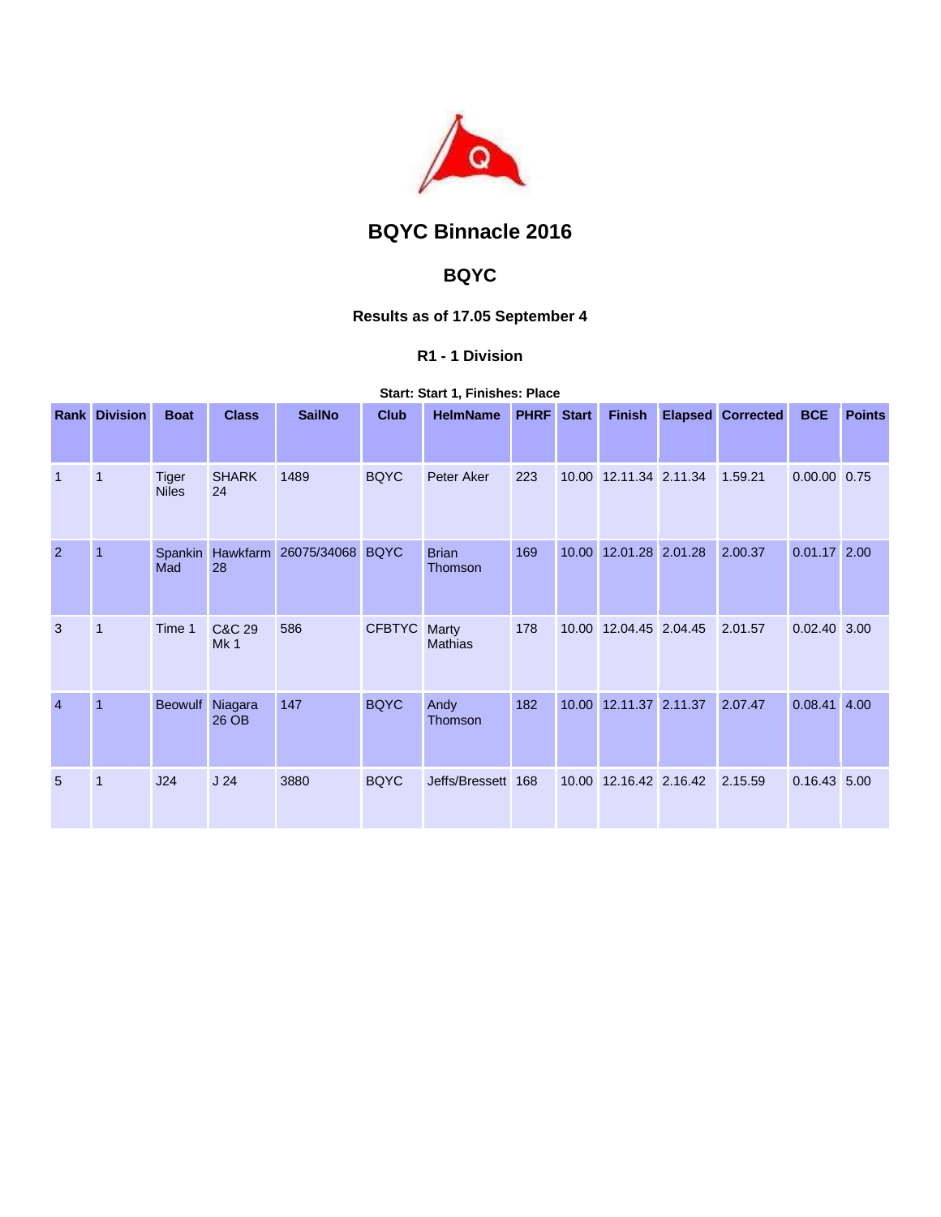# BQYC Binnacle 2016

## BQYC

### Results as of 17.05 September 4

#### R1 - 1 Division

**Start: Start 1, Finishes: Place**

| Rank | Division | Boat | Class | SailNo | Club | HelmName | PHRF | Start | Finish | Elapsed | Corrected | BCE | Points |
|---|---|---|---|---|---|---|---|---|---|---|---|---|---|
| 1 | 1 | Tiger Niles | SHARK 24 | 1489 | BQYC | Peter Aker | 223 | 10.00 | 12.11.34 | 2.11.34 | 1.59.21 | 0.00.00 | 0.75 |
| 2 | 1 | Spankin Mad | Hawkfarm 28 | 26075/34068 | BQYC | Brian Thomson | 169 | 10.00 | 12.01.28 | 2.01.28 | 2.00.37 | 0.01.17 | 2.00 |
| 3 | 1 | Time 1 | C&C 29 Mk 1 | 586 | CFBTYC | Marty Mathias | 178 | 10.00 | 12.04.45 | 2.04.45 | 2.01.57 | 0.02.40 | 3.00 |
| 4 | 1 | Beowulf | Niagara 26 OB | 147 | BQYC | Andy Thomson | 182 | 10.00 | 12.11.37 | 2.11.37 | 2.07.47 | 0.08.41 | 4.00 |
| 5 | 1 | J24 | J 24 | 3880 | BQYC | Jeffs/Bressett | 168 | 10.00 | 12.16.42 | 2.16.42 | 2.15.59 | 0.16.43 | 5.00 |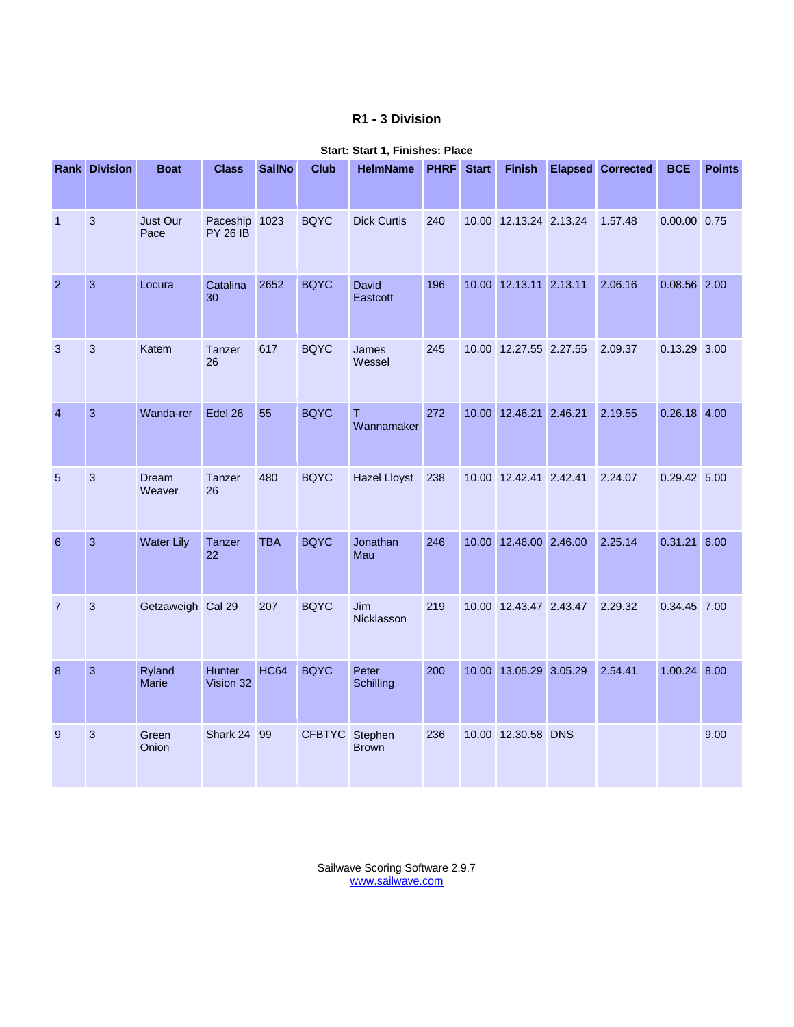### R1 - 3 Division

**Start: Start 1, Finishes: Place**

| Rank | Division | Boat | Class | SailNo | Club | HelmName | PHRF | Start | Finish | Elapsed | Corrected | BCE | Points |
|---|---|---|---|---|---|---|---|---|---|---|---|---|---|
| 1 | 3 | Just Our Pace | Paceship PY 26 IB | 1023 | BQYC | Dick Curtis | 240 | 10.00 | 12.13.24 | 2.13.24 | 1.57.48 | 0.00.00 | 0.75 |
| 2 | 3 | Locura | Catalina 30 | 2652 | BQYC | David Eastcott | 196 | 10.00 | 12.13.11 | 2.13.11 | 2.06.16 | 0.08.56 | 2.00 |
| 3 | 3 | Katem | Tanzer 26 | 617 | BQYC | James Wessel | 245 | 10.00 | 12.27.55 | 2.27.55 | 2.09.37 | 0.13.29 | 3.00 |
| 4 | 3 | Wanda-rer | Edel 26 | 55 | BQYC | T Wannamaker | 272 | 10.00 | 12.46.21 | 2.46.21 | 2.19.55 | 0.26.18 | 4.00 |
| 5 | 3 | Dream Weaver | Tanzer 26 | 480 | BQYC | Hazel Lloyst | 238 | 10.00 | 12.42.41 | 2.42.41 | 2.24.07 | 0.29.42 | 5.00 |
| 6 | 3 | Water Lily | Tanzer 22 | TBA | BQYC | Jonathan Mau | 246 | 10.00 | 12.46.00 | 2.46.00 | 2.25.14 | 0.31.21 | 6.00 |
| 7 | 3 | Getzaweigh | Cal 29 | 207 | BQYC | Jim Nicklasson | 219 | 10.00 | 12.43.47 | 2.43.47 | 2.29.32 | 0.34.45 | 7.00 |
| 8 | 3 | Ryland Marie | Hunter Vision 32 | HC64 | BQYC | Peter Schilling | 200 | 10.00 | 13.05.29 | 3.05.29 | 2.54.41 | 1.00.24 | 8.00 |
| 9 | 3 | Green Onion | Shark 24 | 99 | CFBTYC | Stephen Brown | 236 | 10.00 | 12.30.58 | DNS | | | 9.00 |

Sailwave Scoring Software 2.9.7
www.sailwave.com